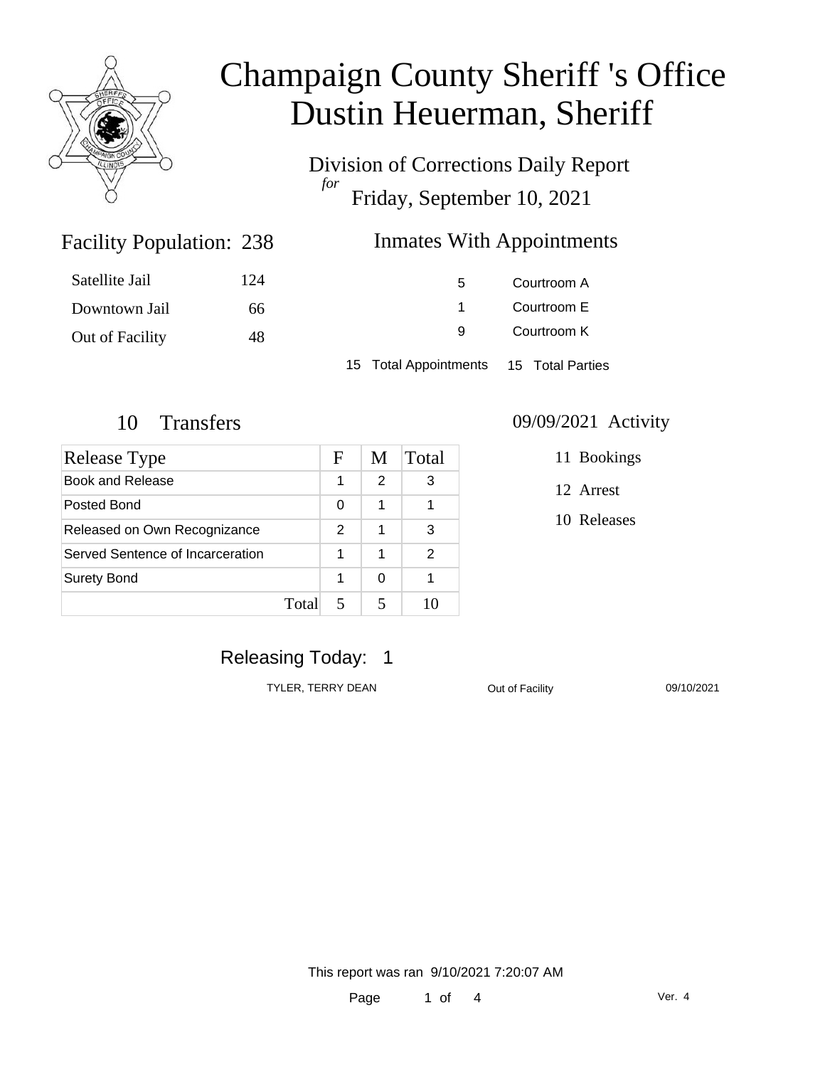# Champaign County Sheriff 's Office
# Dustin Heuerman, Sheriff

Division of Corrections Daily Report

*for*

Friday, September 10, 2021

## Facility Population: 238

| | |
|---|---|
| Satellite Jail | 124 |
| Downtown Jail | 66 |
| Out of Facility | 48 |

## Inmates With Appointments

| | |
|---|---|
| 5 | Courtroom A |
| 1 | Courtroom E |
| 9 | Courtroom K |

15 Total Appointments 15 Total Parties

## 10 Transfers

| Release Type | F | M | Total |
|---|---|---|---|
| Book and Release | 1 | 2 | 3 |
| Posted Bond | 0 | 1 | 1 |
| Released on Own Recognizance | 2 | 1 | 3 |
| Served Sentence of Incarceration | 1 | 1 | 2 |
| Surety Bond | 1 | 0 | 1 |
| Total | 5 | 5 | 10 |

## 09/09/2021 Activity

11 Bookings

12 Arrest

10 Releases

## Releasing Today: 1

| | | |
|---|---|---|
| TYLER, TERRY DEAN | Out of Facility | 09/10/2021 |

This report was ran 9/10/2021 7:20:07 AM

Ver. 4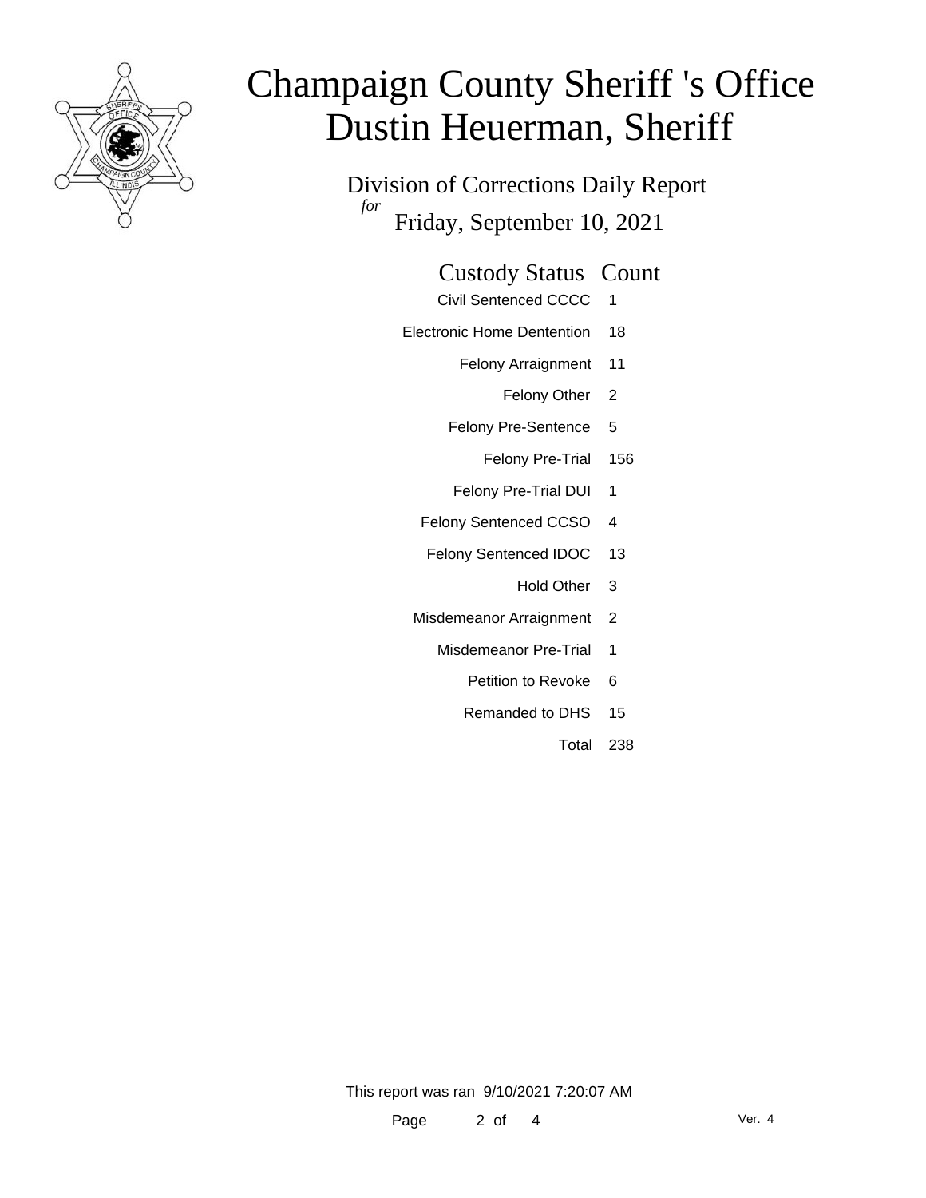# Champaign County Sheriff 's Office
# Dustin Heuerman, Sheriff

Division of Corrections Daily Report
*for*
Friday, September 10, 2021

| Custody Status | Count |
|---|---|
| Civil Sentenced CCCC | 1 |
| Electronic Home Dentention | 18 |
| Felony Arraignment | 11 |
| Felony Other | 2 |
| Felony Pre-Sentence | 5 |
| Felony Pre-Trial | 156 |
| Felony Pre-Trial DUI | 1 |
| Felony Sentenced CCSO | 4 |
| Felony Sentenced IDOC | 13 |
| Hold Other | 3 |
| Misdemeanor Arraignment | 2 |
| Misdemeanor Pre-Trial | 1 |
| Petition to Revoke | 6 |
| Remanded to DHS | 15 |
| Total | 238 |

This report was ran 9/10/2021 7:20:07 AM

Ver. 4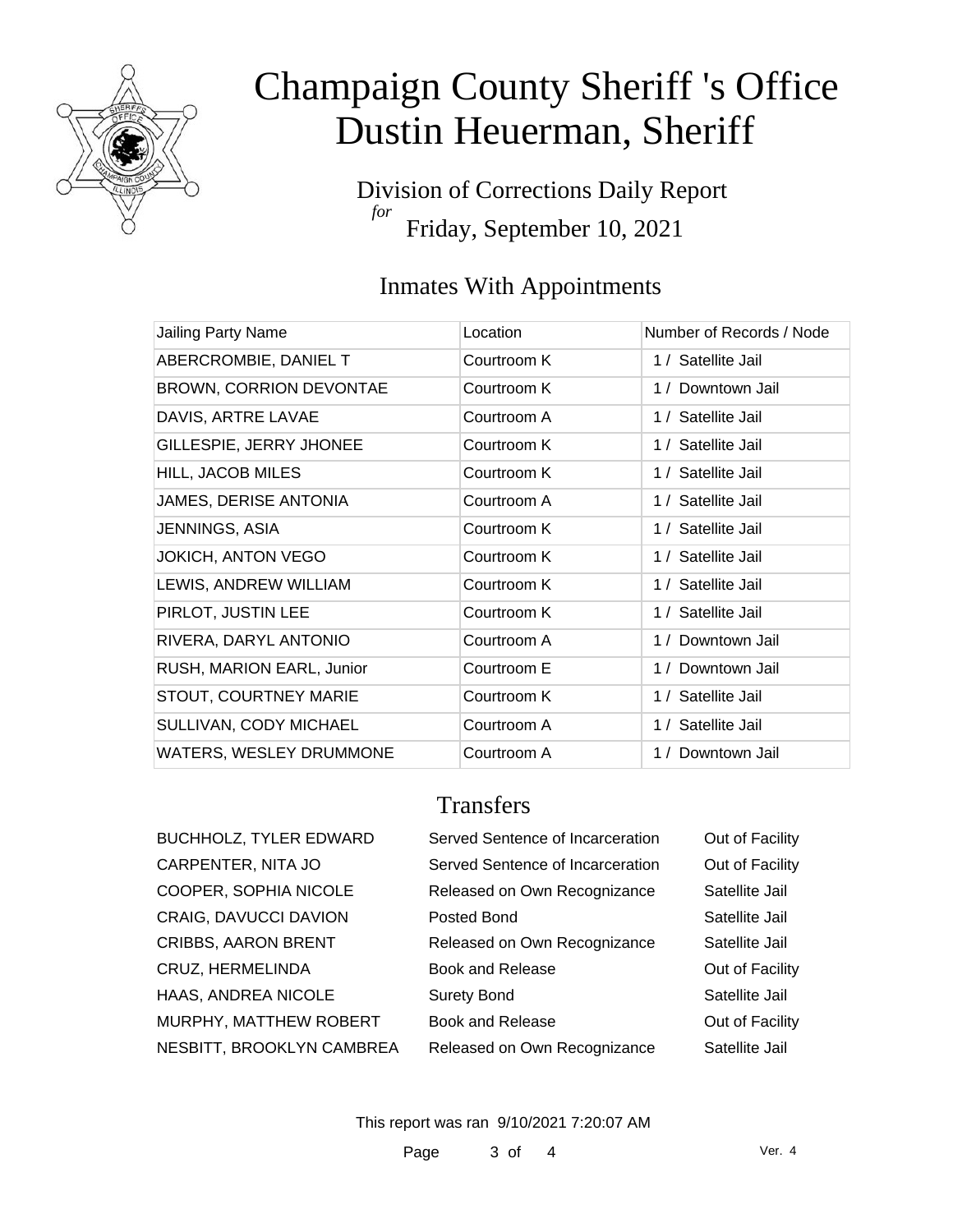# Champaign County Sheriff 's Office
# Dustin Heuerman, Sheriff

Division of Corrections Daily Report
*for*
Friday, September 10, 2021

## Inmates With Appointments

| Jailing Party Name | Location | Number of Records / Node |
|---|---|---|
| ABERCROMBIE, DANIEL T | Courtroom K | 1 / Satellite Jail |
| BROWN, CORRION DEVONTAE | Courtroom K | 1 / Downtown Jail |
| DAVIS, ARTRE LAVAE | Courtroom A | 1 / Satellite Jail |
| GILLESPIE, JERRY JHONEE | Courtroom K | 1 / Satellite Jail |
| HILL, JACOB MILES | Courtroom K | 1 / Satellite Jail |
| JAMES, DERISE ANTONIA | Courtroom A | 1 / Satellite Jail |
| JENNINGS, ASIA | Courtroom K | 1 / Satellite Jail |
| JOKICH, ANTON VEGO | Courtroom K | 1 / Satellite Jail |
| LEWIS, ANDREW WILLIAM | Courtroom K | 1 / Satellite Jail |
| PIRLOT, JUSTIN LEE | Courtroom K | 1 / Satellite Jail |
| RIVERA, DARYL ANTONIO | Courtroom A | 1 / Downtown Jail |
| RUSH, MARION EARL, Junior | Courtroom E | 1 / Downtown Jail |
| STOUT, COURTNEY MARIE | Courtroom K | 1 / Satellite Jail |
| SULLIVAN, CODY MICHAEL | Courtroom A | 1 / Satellite Jail |
| WATERS, WESLEY DRUMMONE | Courtroom A | 1 / Downtown Jail |

## Transfers

| | | |
|---|---|---|
| BUCHHOLZ, TYLER EDWARD | Served Sentence of Incarceration | Out of Facility |
| CARPENTER, NITA JO | Served Sentence of Incarceration | Out of Facility |
| COOPER, SOPHIA NICOLE | Released on Own Recognizance | Satellite Jail |
| CRAIG, DAVUCCI DAVION | Posted Bond | Satellite Jail |
| CRIBBS, AARON BRENT | Released on Own Recognizance | Satellite Jail |
| CRUZ, HERMELINDA | Book and Release | Out of Facility |
| HAAS, ANDREA NICOLE | Surety Bond | Satellite Jail |
| MURPHY, MATTHEW ROBERT | Book and Release | Out of Facility |
| NESBITT, BROOKLYN CAMBREA | Released on Own Recognizance | Satellite Jail |

This report was ran 9/10/2021 7:20:07 AM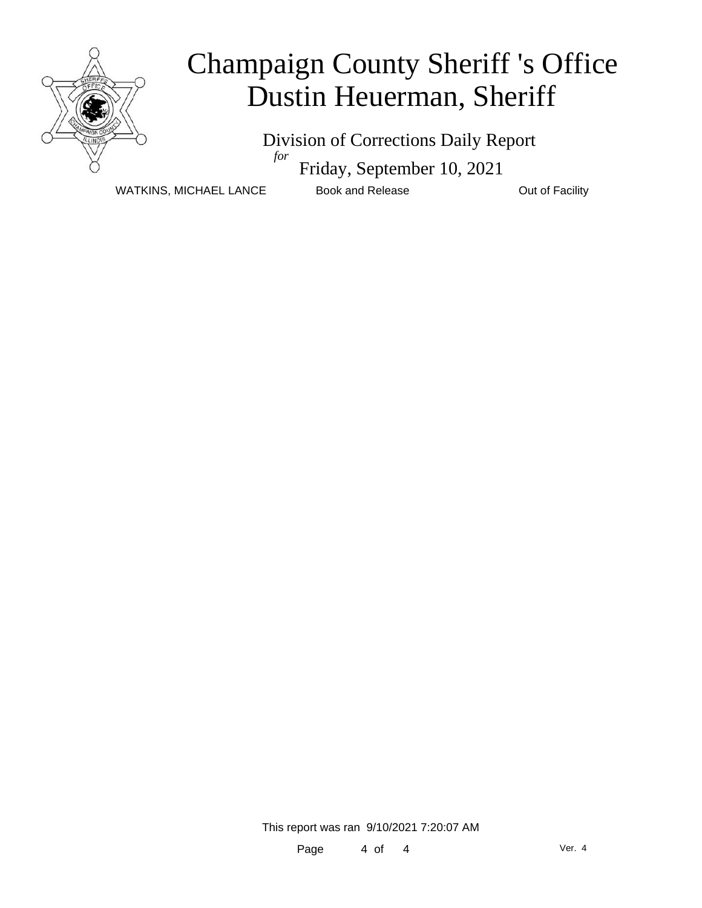# Champaign County Sheriff 's Office
# Dustin Heuerman, Sheriff

Division of Corrections Daily Report

*for* Friday, September 10, 2021

| | | |
|---|---|---|
| WATKINS, MICHAEL LANCE | Book and Release | Out of Facility |

This report was ran 9/10/2021 7:20:07 AM

Ver. 4